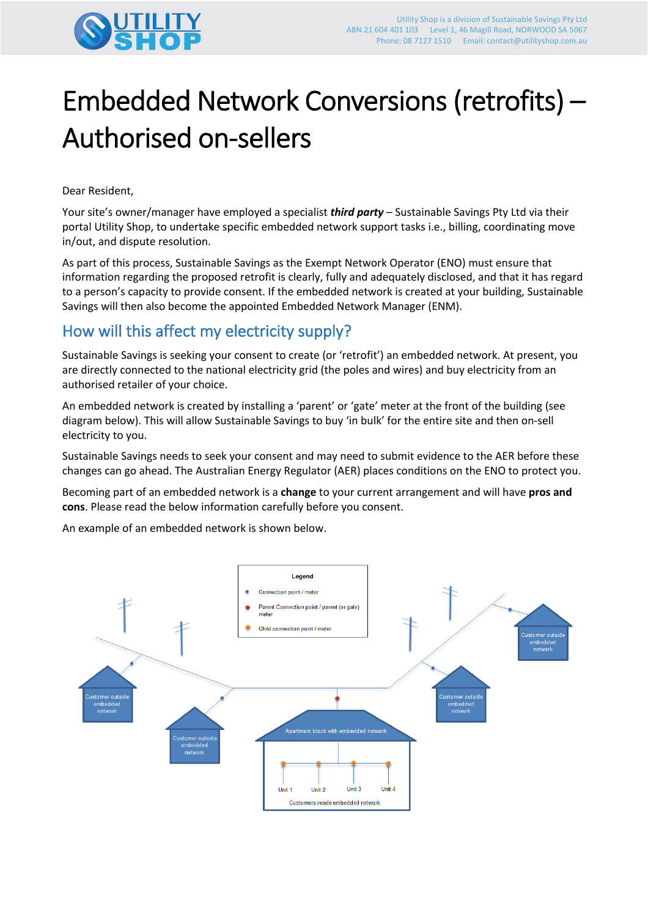# Embedded Network Conversions (retrofits) – Authorised on-sellers

Dear Resident,

Your site's owner/manager have employed a specialist ***third party*** – Sustainable Savings Pty Ltd via their portal Utility Shop, to undertake specific embedded network support tasks i.e., billing, coordinating move in/out, and dispute resolution.

As part of this process, Sustainable Savings as the Exempt Network Operator (ENO) must ensure that information regarding the proposed retrofit is clearly, fully and adequately disclosed, and that it has regard to a person's capacity to provide consent. If the embedded network is created at your building, Sustainable Savings will then also become the appointed Embedded Network Manager (ENM).

## How will this affect my electricity supply?

Sustainable Savings is seeking your consent to create (or 'retrofit') an embedded network. At present, you are directly connected to the national electricity grid (the poles and wires) and buy electricity from an authorised retailer of your choice.

An embedded network is created by installing a 'parent' or 'gate' meter at the front of the building (see diagram below). This will allow Sustainable Savings to buy 'in bulk' for the entire site and then on-sell electricity to you.

Sustainable Savings needs to seek your consent and may need to submit evidence to the AER before these changes can go ahead. The Australian Energy Regulator (AER) places conditions on the ENO to protect you.

Becoming part of an embedded network is a **change** to your current arrangement and will have **pros and cons**. Please read the below information carefully before you consent.

An example of an embedded network is shown below.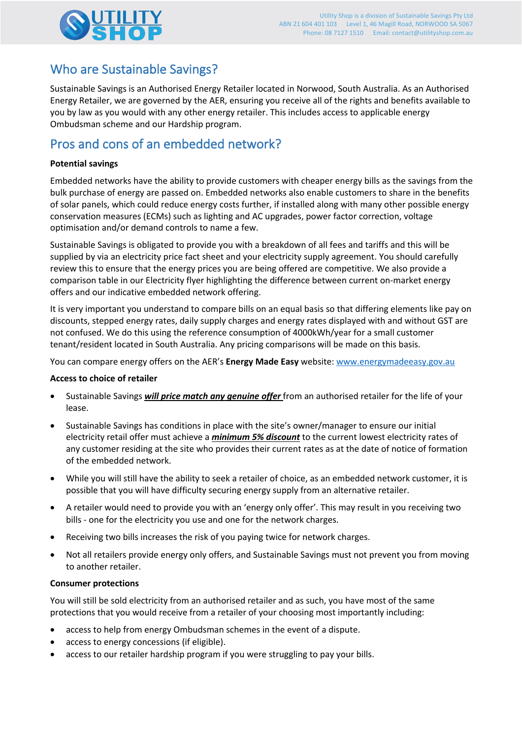## Who are Sustainable Savings?

Sustainable Savings is an Authorised Energy Retailer located in Norwood, South Australia. As an Authorised Energy Retailer, we are governed by the AER, ensuring you receive all of the rights and benefits available to you by law as you would with any other energy retailer. This includes access to applicable energy Ombudsman scheme and our Hardship program.

## Pros and cons of an embedded network?

**Potential savings**

Embedded networks have the ability to provide customers with cheaper energy bills as the savings from the bulk purchase of energy are passed on. Embedded networks also enable customers to share in the benefits of solar panels, which could reduce energy costs further, if installed along with many other possible energy conservation measures (ECMs) such as lighting and AC upgrades, power factor correction, voltage optimisation and/or demand controls to name a few.

Sustainable Savings is obligated to provide you with a breakdown of all fees and tariffs and this will be supplied by via an electricity price fact sheet and your electricity supply agreement. You should carefully review this to ensure that the energy prices you are being offered are competitive. We also provide a comparison table in our Electricity flyer highlighting the difference between current on-market energy offers and our indicative embedded network offering.

It is very important you understand to compare bills on an equal basis so that differing elements like pay on discounts, stepped energy rates, daily supply charges and energy rates displayed with and without GST are not confused. We do this using the reference consumption of 4000kWh/year for a small customer tenant/resident located in South Australia. Any pricing comparisons will be made on this basis.

You can compare energy offers on the AER's **Energy Made Easy** website: www.energymadeeasy.gov.au

**Access to choice of retailer**

- Sustainable Savings ***will price match any genuine offer*** from an authorised retailer for the life of your lease.
- Sustainable Savings has conditions in place with the site's owner/manager to ensure our initial electricity retail offer must achieve a ***minimum 5% discount*** to the current lowest electricity rates of any customer residing at the site who provides their current rates as at the date of notice of formation of the embedded network.
- While you will still have the ability to seek a retailer of choice, as an embedded network customer, it is possible that you will have difficulty securing energy supply from an alternative retailer.
- A retailer would need to provide you with an 'energy only offer'. This may result in you receiving two bills - one for the electricity you use and one for the network charges.
- Receiving two bills increases the risk of you paying twice for network charges.
- Not all retailers provide energy only offers, and Sustainable Savings must not prevent you from moving to another retailer.

**Consumer protections**

You will still be sold electricity from an authorised retailer and as such, you have most of the same protections that you would receive from a retailer of your choosing most importantly including:

- access to help from energy Ombudsman schemes in the event of a dispute.
- access to energy concessions (if eligible).
- access to our retailer hardship program if you were struggling to pay your bills.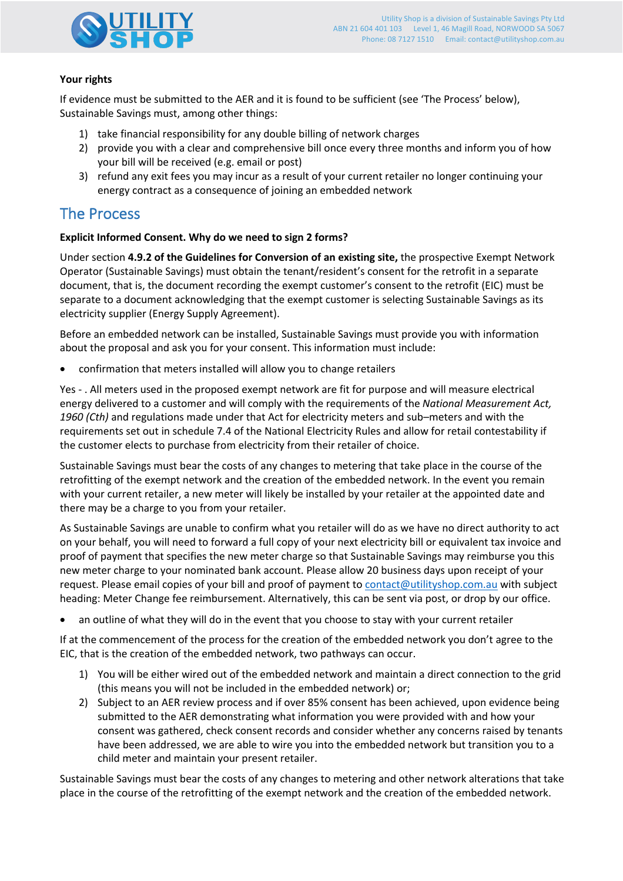**Your rights**

If evidence must be submitted to the AER and it is found to be sufficient (see 'The Process' below), Sustainable Savings must, among other things:

1) take financial responsibility for any double billing of network charges
2) provide you with a clear and comprehensive bill once every three months and inform you of how your bill will be received (e.g. email or post)
3) refund any exit fees you may incur as a result of your current retailer no longer continuing your energy contract as a consequence of joining an embedded network

## The Process

**Explicit Informed Consent. Why do we need to sign 2 forms?**

Under section **4.9.2 of the Guidelines for Conversion of an existing site,** the prospective Exempt Network Operator (Sustainable Savings) must obtain the tenant/resident's consent for the retrofit in a separate document, that is, the document recording the exempt customer's consent to the retrofit (EIC) must be separate to a document acknowledging that the exempt customer is selecting Sustainable Savings as its electricity supplier (Energy Supply Agreement).

Before an embedded network can be installed, Sustainable Savings must provide you with information about the proposal and ask you for your consent. This information must include:

- confirmation that meters installed will allow you to change retailers

Yes - . All meters used in the proposed exempt network are fit for purpose and will measure electrical energy delivered to a customer and will comply with the requirements of the *National Measurement Act, 1960 (Cth)* and regulations made under that Act for electricity meters and sub–meters and with the requirements set out in schedule 7.4 of the National Electricity Rules and allow for retail contestability if the customer elects to purchase from electricity from their retailer of choice.

Sustainable Savings must bear the costs of any changes to metering that take place in the course of the retrofitting of the exempt network and the creation of the embedded network. In the event you remain with your current retailer, a new meter will likely be installed by your retailer at the appointed date and there may be a charge to you from your retailer.

As Sustainable Savings are unable to confirm what you retailer will do as we have no direct authority to act on your behalf, you will need to forward a full copy of your next electricity bill or equivalent tax invoice and proof of payment that specifies the new meter charge so that Sustainable Savings may reimburse you this new meter charge to your nominated bank account. Please allow 20 business days upon receipt of your request. Please email copies of your bill and proof of payment to contact@utilityshop.com.au with subject heading: Meter Change fee reimbursement. Alternatively, this can be sent via post, or drop by our office.

- an outline of what they will do in the event that you choose to stay with your current retailer

If at the commencement of the process for the creation of the embedded network you don't agree to the EIC, that is the creation of the embedded network, two pathways can occur.

1) You will be either wired out of the embedded network and maintain a direct connection to the grid (this means you will not be included in the embedded network) or;
2) Subject to an AER review process and if over 85% consent has been achieved, upon evidence being submitted to the AER demonstrating what information you were provided with and how your consent was gathered, check consent records and consider whether any concerns raised by tenants have been addressed, we are able to wire you into the embedded network but transition you to a child meter and maintain your present retailer.

Sustainable Savings must bear the costs of any changes to metering and other network alterations that take place in the course of the retrofitting of the exempt network and the creation of the embedded network.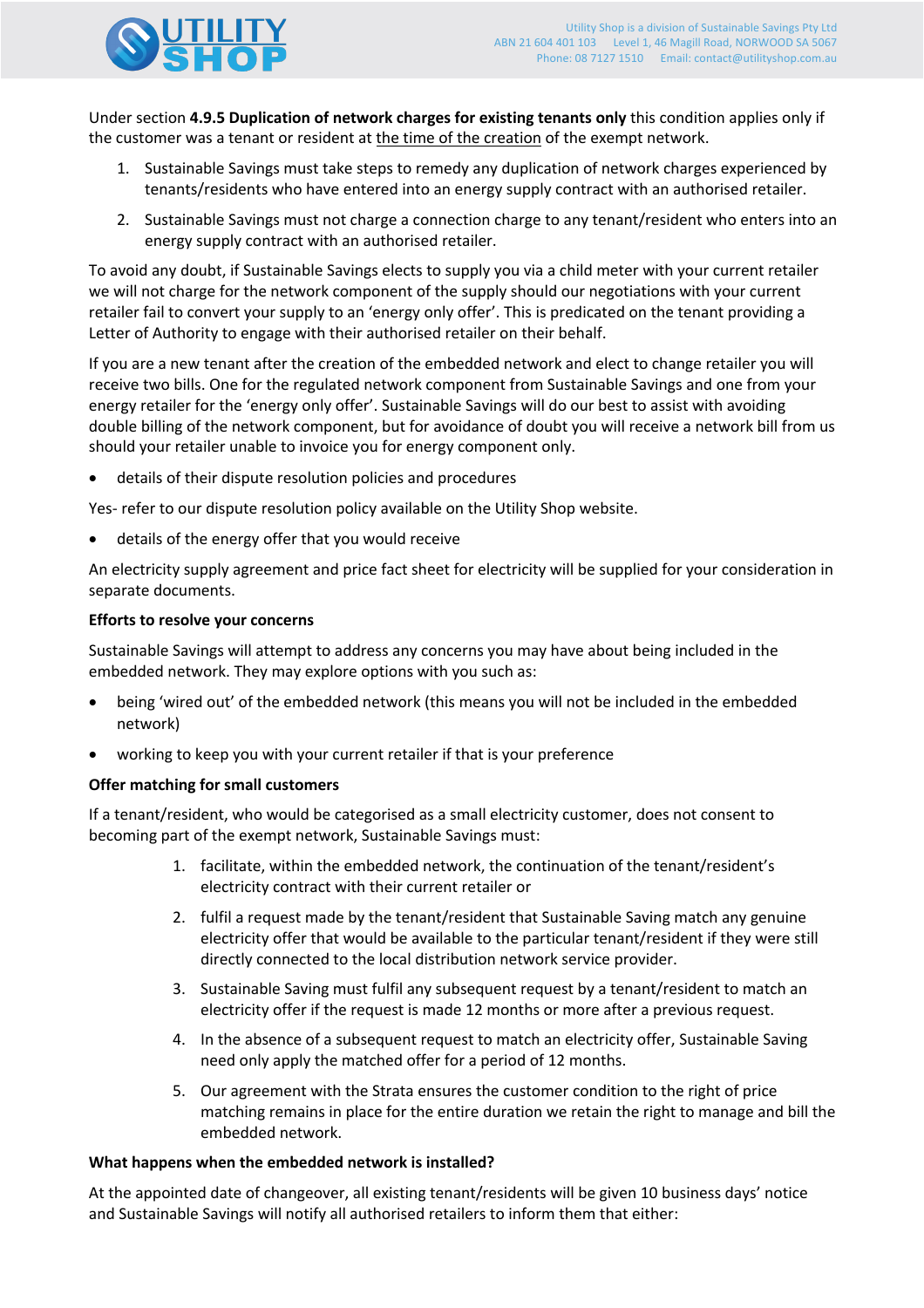Under section **4.9.5 Duplication of network charges for existing tenants only** this condition applies only if the customer was a tenant or resident at the time of the creation of the exempt network.

1. Sustainable Savings must take steps to remedy any duplication of network charges experienced by tenants/residents who have entered into an energy supply contract with an authorised retailer.
2. Sustainable Savings must not charge a connection charge to any tenant/resident who enters into an energy supply contract with an authorised retailer.

To avoid any doubt, if Sustainable Savings elects to supply you via a child meter with your current retailer we will not charge for the network component of the supply should our negotiations with your current retailer fail to convert your supply to an 'energy only offer'. This is predicated on the tenant providing a Letter of Authority to engage with their authorised retailer on their behalf.

If you are a new tenant after the creation of the embedded network and elect to change retailer you will receive two bills. One for the regulated network component from Sustainable Savings and one from your energy retailer for the 'energy only offer'. Sustainable Savings will do our best to assist with avoiding double billing of the network component, but for avoidance of doubt you will receive a network bill from us should your retailer unable to invoice you for energy component only.

- details of their dispute resolution policies and procedures

Yes- refer to our dispute resolution policy available on the Utility Shop website.

- details of the energy offer that you would receive

An electricity supply agreement and price fact sheet for electricity will be supplied for your consideration in separate documents.

**Efforts to resolve your concerns**

Sustainable Savings will attempt to address any concerns you may have about being included in the embedded network. They may explore options with you such as:

- being 'wired out' of the embedded network (this means you will not be included in the embedded network)
- working to keep you with your current retailer if that is your preference

**Offer matching for small customers**

If a tenant/resident, who would be categorised as a small electricity customer, does not consent to becoming part of the exempt network, Sustainable Savings must:

1. facilitate, within the embedded network, the continuation of the tenant/resident's electricity contract with their current retailer or
2. fulfil a request made by the tenant/resident that Sustainable Saving match any genuine electricity offer that would be available to the particular tenant/resident if they were still directly connected to the local distribution network service provider.
3. Sustainable Saving must fulfil any subsequent request by a tenant/resident to match an electricity offer if the request is made 12 months or more after a previous request.
4. In the absence of a subsequent request to match an electricity offer, Sustainable Saving need only apply the matched offer for a period of 12 months.
5. Our agreement with the Strata ensures the customer condition to the right of price matching remains in place for the entire duration we retain the right to manage and bill the embedded network.

**What happens when the embedded network is installed?**

At the appointed date of changeover, all existing tenant/residents will be given 10 business days' notice and Sustainable Savings will notify all authorised retailers to inform them that either: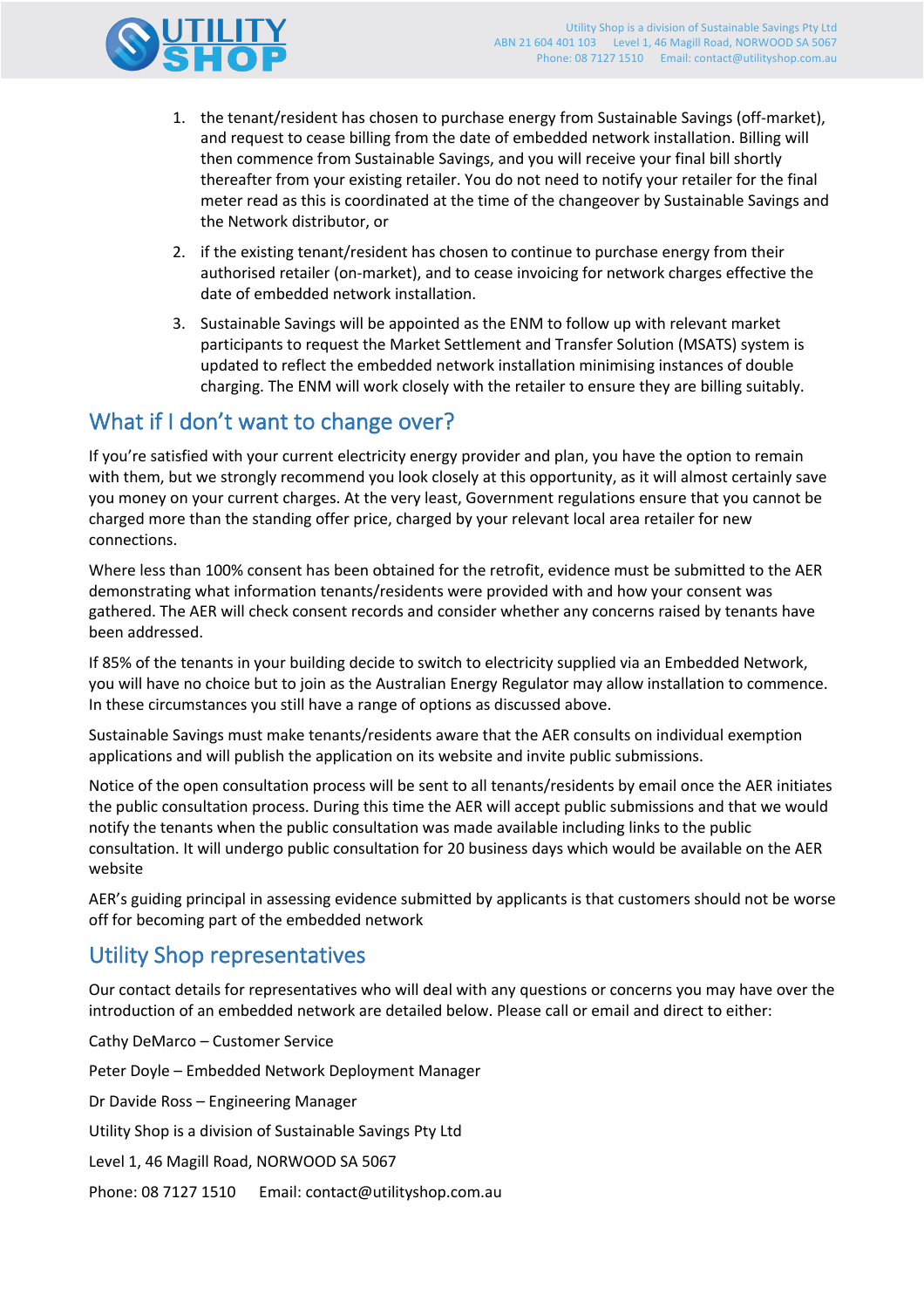1. the tenant/resident has chosen to purchase energy from Sustainable Savings (off-market), and request to cease billing from the date of embedded network installation. Billing will then commence from Sustainable Savings, and you will receive your final bill shortly thereafter from your existing retailer. You do not need to notify your retailer for the final meter read as this is coordinated at the time of the changeover by Sustainable Savings and the Network distributor, or
2. if the existing tenant/resident has chosen to continue to purchase energy from their authorised retailer (on-market), and to cease invoicing for network charges effective the date of embedded network installation.
3. Sustainable Savings will be appointed as the ENM to follow up with relevant market participants to request the Market Settlement and Transfer Solution (MSATS) system is updated to reflect the embedded network installation minimising instances of double charging. The ENM will work closely with the retailer to ensure they are billing suitably.

## What if I don't want to change over?

If you're satisfied with your current electricity energy provider and plan, you have the option to remain with them, but we strongly recommend you look closely at this opportunity, as it will almost certainly save you money on your current charges. At the very least, Government regulations ensure that you cannot be charged more than the standing offer price, charged by your relevant local area retailer for new connections.

Where less than 100% consent has been obtained for the retrofit, evidence must be submitted to the AER demonstrating what information tenants/residents were provided with and how your consent was gathered. The AER will check consent records and consider whether any concerns raised by tenants have been addressed.

If 85% of the tenants in your building decide to switch to electricity supplied via an Embedded Network, you will have no choice but to join as the Australian Energy Regulator may allow installation to commence. In these circumstances you still have a range of options as discussed above.

Sustainable Savings must make tenants/residents aware that the AER consults on individual exemption applications and will publish the application on its website and invite public submissions.

Notice of the open consultation process will be sent to all tenants/residents by email once the AER initiates the public consultation process. During this time the AER will accept public submissions and that we would notify the tenants when the public consultation was made available including links to the public consultation. It will undergo public consultation for 20 business days which would be available on the AER website

AER's guiding principal in assessing evidence submitted by applicants is that customers should not be worse off for becoming part of the embedded network

## Utility Shop representatives

Our contact details for representatives who will deal with any questions or concerns you may have over the introduction of an embedded network are detailed below. Please call or email and direct to either:

Cathy DeMarco – Customer Service

Peter Doyle – Embedded Network Deployment Manager

Dr Davide Ross – Engineering Manager

Utility Shop is a division of Sustainable Savings Pty Ltd

Level 1, 46 Magill Road, NORWOOD SA 5067

Phone: 08 7127 1510 Email: contact@utilityshop.com.au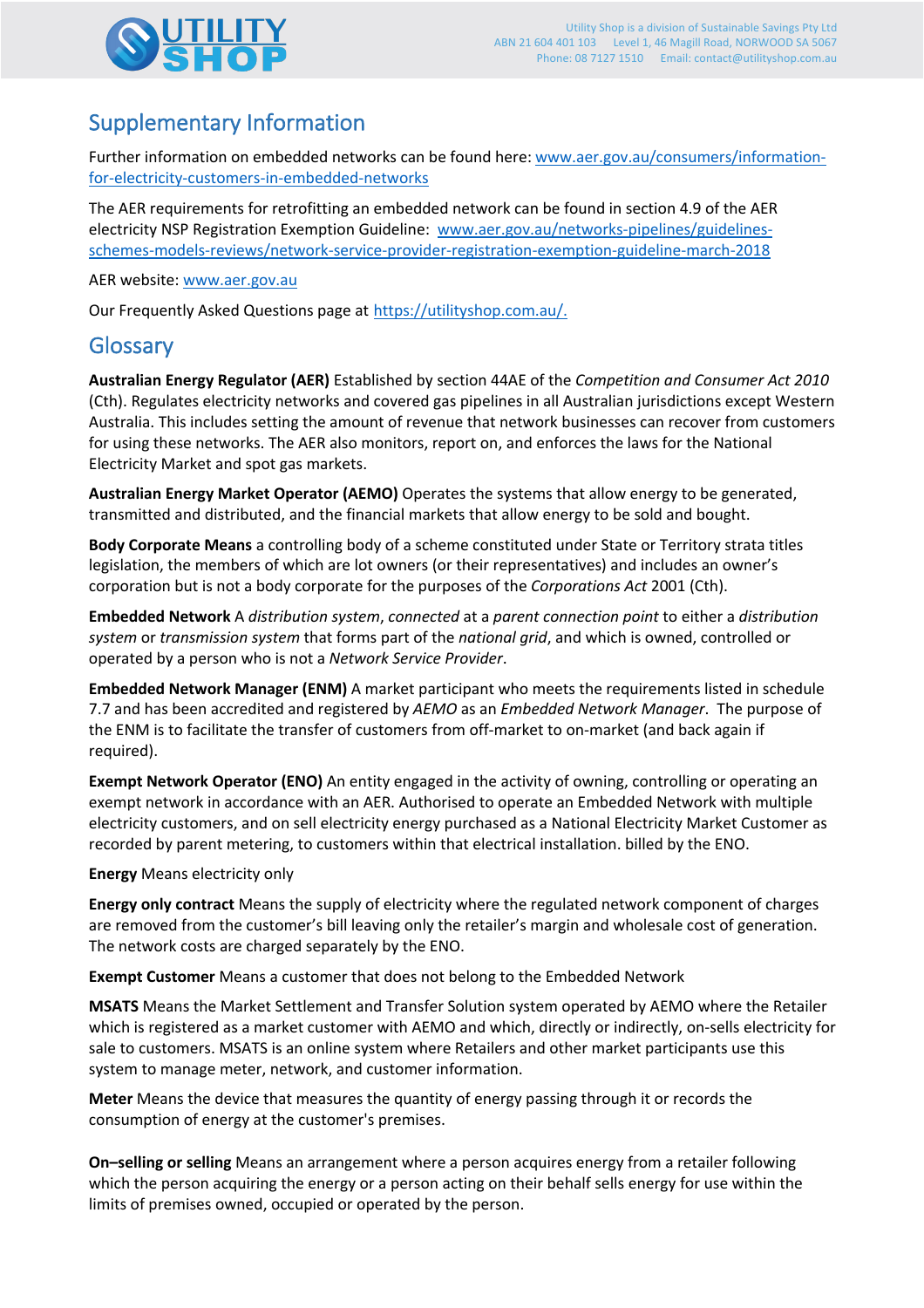## Supplementary Information

Further information on embedded networks can be found here: [www.aer.gov.au/consumers/information-for-electricity-customers-in-embedded-networks](www.aer.gov.au/consumers/information-for-electricity-customers-in-embedded-networks)

The AER requirements for retrofitting an embedded network can be found in section 4.9 of the AER electricity NSP Registration Exemption Guideline: [www.aer.gov.au/networks-pipelines/guidelines-schemes-models-reviews/network-service-provider-registration-exemption-guideline-march-2018](www.aer.gov.au/networks-pipelines/guidelines-schemes-models-reviews/network-service-provider-registration-exemption-guideline-march-2018)

AER website: [www.aer.gov.au](www.aer.gov.au)

Our Frequently Asked Questions page at [https://utilityshop.com.au/.](https://utilityshop.com.au/)

## Glossary

**Australian Energy Regulator (AER)** Established by section 44AE of the *Competition and Consumer Act 2010* (Cth). Regulates electricity networks and covered gas pipelines in all Australian jurisdictions except Western Australia. This includes setting the amount of revenue that network businesses can recover from customers for using these networks. The AER also monitors, report on, and enforces the laws for the National Electricity Market and spot gas markets.

**Australian Energy Market Operator (AEMO)** Operates the systems that allow energy to be generated, transmitted and distributed, and the financial markets that allow energy to be sold and bought.

**Body Corporate Means** a controlling body of a scheme constituted under State or Territory strata titles legislation, the members of which are lot owners (or their representatives) and includes an owner's corporation but is not a body corporate for the purposes of the *Corporations Act* 2001 (Cth).

**Embedded Network** A *distribution system*, *connected* at a *parent connection point* to either a *distribution system* or *transmission system* that forms part of the *national grid*, and which is owned, controlled or operated by a person who is not a *Network Service Provider*.

**Embedded Network Manager (ENM)** A market participant who meets the requirements listed in schedule 7.7 and has been accredited and registered by *AEMO* as an *Embedded Network Manager*. The purpose of the ENM is to facilitate the transfer of customers from off-market to on-market (and back again if required).

**Exempt Network Operator (ENO)** An entity engaged in the activity of owning, controlling or operating an exempt network in accordance with an AER. Authorised to operate an Embedded Network with multiple electricity customers, and on sell electricity energy purchased as a National Electricity Market Customer as recorded by parent metering, to customers within that electrical installation. billed by the ENO.

**Energy** Means electricity only

**Energy only contract** Means the supply of electricity where the regulated network component of charges are removed from the customer's bill leaving only the retailer's margin and wholesale cost of generation. The network costs are charged separately by the ENO.

**Exempt Customer** Means a customer that does not belong to the Embedded Network

**MSATS** Means the Market Settlement and Transfer Solution system operated by AEMO where the Retailer which is registered as a market customer with AEMO and which, directly or indirectly, on-sells electricity for sale to customers. MSATS is an online system where Retailers and other market participants use this system to manage meter, network, and customer information.

**Meter** Means the device that measures the quantity of energy passing through it or records the consumption of energy at the customer's premises.

**On–selling or selling** Means an arrangement where a person acquires energy from a retailer following which the person acquiring the energy or a person acting on their behalf sells energy for use within the limits of premises owned, occupied or operated by the person.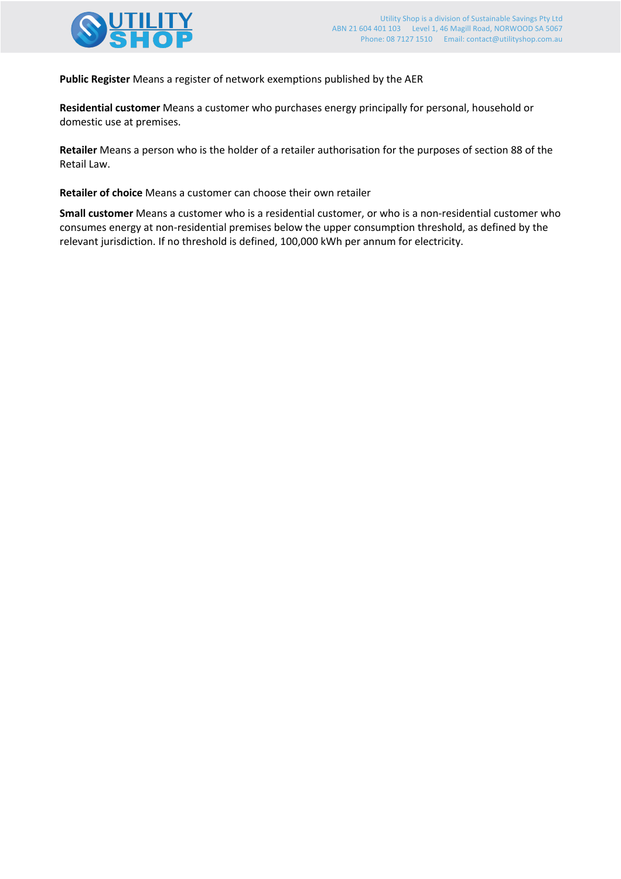**Public Register** Means a register of network exemptions published by the AER

**Residential customer** Means a customer who purchases energy principally for personal, household or domestic use at premises.

**Retailer** Means a person who is the holder of a retailer authorisation for the purposes of section 88 of the Retail Law.

**Retailer of choice** Means a customer can choose their own retailer

**Small customer** Means a customer who is a residential customer, or who is a non-residential customer who consumes energy at non-residential premises below the upper consumption threshold, as defined by the relevant jurisdiction. If no threshold is defined, 100,000 kWh per annum for electricity.